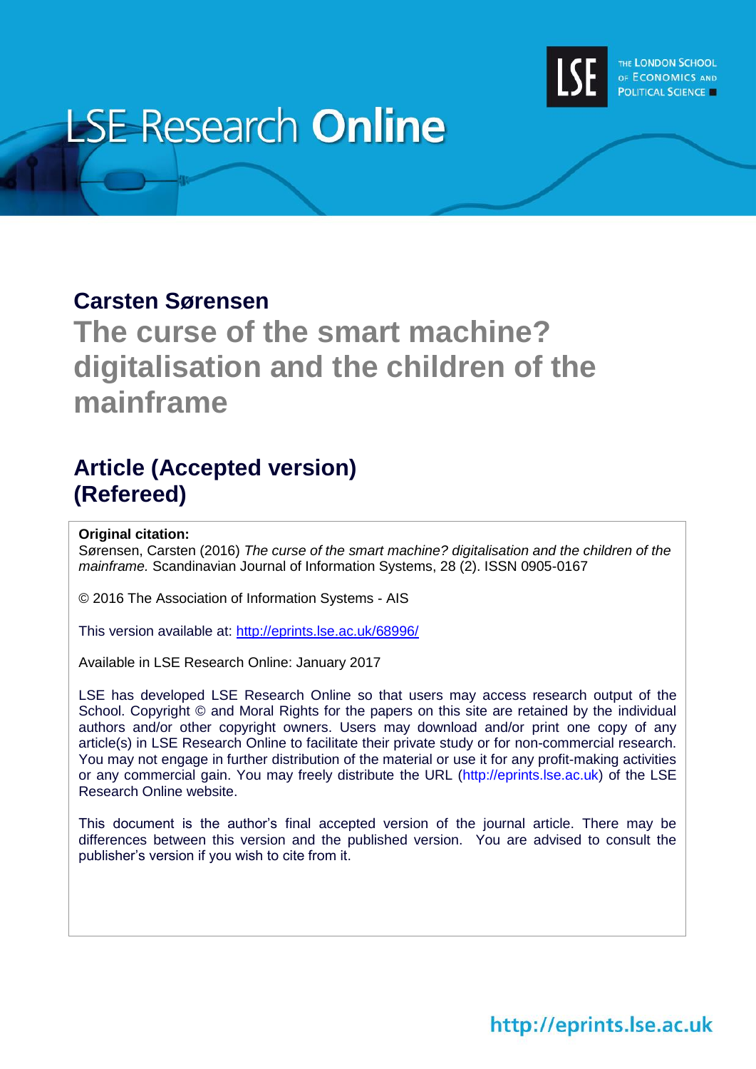# LSE Research Online

## Carsten Sørensen

# The curse of the smart machine? digitalisation and the children of the mainframe

## Article (Accepted version) (Refereed)

**Original citation:**
Sørensen, Carsten (2016) *The curse of the smart machine? digitalisation and the children of the mainframe.* Scandinavian Journal of Information Systems, 28 (2). ISSN 0905-0167

© 2016 The Association of Information Systems - AIS

This version available at: http://eprints.lse.ac.uk/68996/

Available in LSE Research Online: January 2017

LSE has developed LSE Research Online so that users may access research output of the School. Copyright © and Moral Rights for the papers on this site are retained by the individual authors and/or other copyright owners. Users may download and/or print one copy of any article(s) in LSE Research Online to facilitate their private study or for non-commercial research. You may not engage in further distribution of the material or use it for any profit-making activities or any commercial gain. You may freely distribute the URL (http://eprints.lse.ac.uk) of the LSE Research Online website.

This document is the author's final accepted version of the journal article. There may be differences between this version and the published version. You are advised to consult the publisher's version if you wish to cite from it.

http://eprints.lse.ac.uk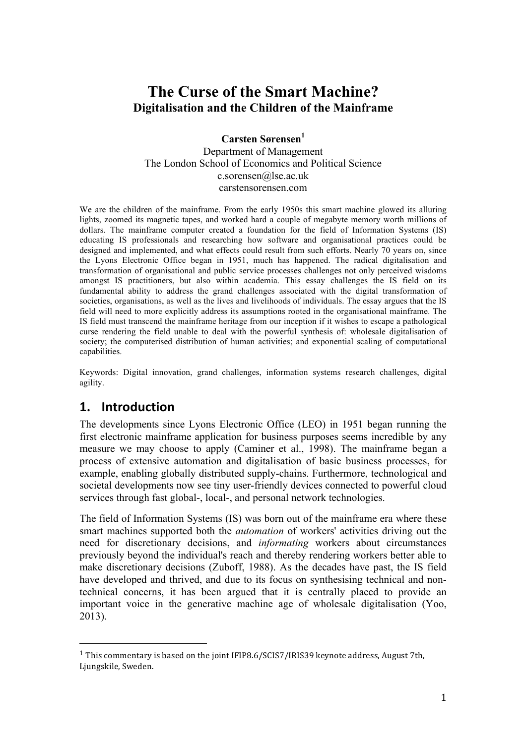# The Curse of the Smart Machine?

## Digitalisation and the Children of the Mainframe

**Carsten Sørensen**[1]

Department of Management
The London School of Economics and Political Science
c.sorensen@lse.ac.uk
carstensorensen.com

We are the children of the mainframe. From the early 1950s this smart machine glowed its alluring lights, zoomed its magnetic tapes, and worked hard a couple of megabyte memory worth millions of dollars. The mainframe computer created a foundation for the field of Information Systems (IS) educating IS professionals and researching how software and organisational practices could be designed and implemented, and what effects could result from such efforts. Nearly 70 years on, since the Lyons Electronic Office began in 1951, much has happened. The radical digitalisation and transformation of organisational and public service processes challenges not only perceived wisdoms amongst IS practitioners, but also within academia. This essay challenges the IS field on its fundamental ability to address the grand challenges associated with the digital transformation of societies, organisations, as well as the lives and livelihoods of individuals. The essay argues that the IS field will need to more explicitly address its assumptions rooted in the organisational mainframe. The IS field must transcend the mainframe heritage from our inception if it wishes to escape a pathological curse rendering the field unable to deal with the powerful synthesis of: wholesale digitalisation of society; the computerised distribution of human activities; and exponential scaling of computational capabilities.

Keywords: Digital innovation, grand challenges, information systems research challenges, digital agility.

## 1. Introduction

The developments since Lyons Electronic Office (LEO) in 1951 began running the first electronic mainframe application for business purposes seems incredible by any measure we may choose to apply (Caminer et al., 1998). The mainframe began a process of extensive automation and digitalisation of basic business processes, for example, enabling globally distributed supply-chains. Furthermore, technological and societal developments now see tiny user-friendly devices connected to powerful cloud services through fast global-, local-, and personal network technologies.

The field of Information Systems (IS) was born out of the mainframe era where these smart machines supported both the *automation* of workers' activities driving out the need for discretionary decisions, and *informating* workers about circumstances previously beyond the individual's reach and thereby rendering workers better able to make discretionary decisions (Zuboff, 1988). As the decades have past, the IS field have developed and thrived, and due to its focus on synthesising technical and non-technical concerns, it has been argued that it is centrally placed to provide an important voice in the generative machine age of wholesale digitalisation (Yoo, 2013).

[1] This commentary is based on the joint IFIP8.6/SCIS7/IRIS39 keynote address, August 7th, Ljungskile, Sweden.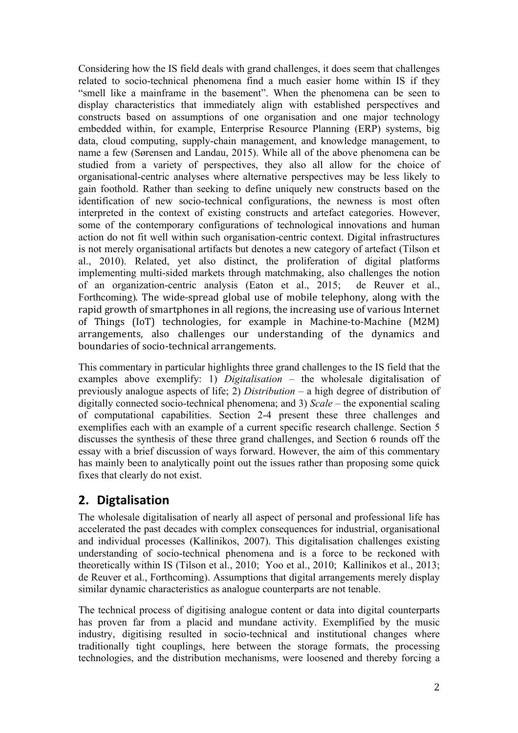Considering how the IS field deals with grand challenges, it does seem that challenges related to socio-technical phenomena find a much easier home within IS if they "smell like a mainframe in the basement". When the phenomena can be seen to display characteristics that immediately align with established perspectives and constructs based on assumptions of one organisation and one major technology embedded within, for example, Enterprise Resource Planning (ERP) systems, big data, cloud computing, supply-chain management, and knowledge management, to name a few (Sørensen and Landau, 2015). While all of the above phenomena can be studied from a variety of perspectives, they also all allow for the choice of organisational-centric analyses where alternative perspectives may be less likely to gain foothold. Rather than seeking to define uniquely new constructs based on the identification of new socio-technical configurations, the newness is most often interpreted in the context of existing constructs and artefact categories. However, some of the contemporary configurations of technological innovations and human action do not fit well within such organisation-centric context. Digital infrastructures is not merely organisational artifacts but denotes a new category of artefact (Tilson et al., 2010). Related, yet also distinct, the proliferation of digital platforms implementing multi-sided markets through matchmaking, also challenges the notion of an organization-centric analysis (Eaton et al., 2015; de Reuver et al., Forthcoming). The wide-spread global use of mobile telephony, along with the rapid growth of smartphones in all regions, the increasing use of various Internet of Things (IoT) technologies, for example in Machine-to-Machine (M2M) arrangements, also challenges our understanding of the dynamics and boundaries of socio-technical arrangements.

This commentary in particular highlights three grand challenges to the IS field that the examples above exemplify: 1) *Digitalisation* – the wholesale digitalisation of previously analogue aspects of life; 2) *Distribution* – a high degree of distribution of digitally connected socio-technical phenomena; and 3) *Scale* – the exponential scaling of computational capabilities. Section 2-4 present these three challenges and exemplifies each with an example of a current specific research challenge. Section 5 discusses the synthesis of these three grand challenges, and Section 6 rounds off the essay with a brief discussion of ways forward. However, the aim of this commentary has mainly been to analytically point out the issues rather than proposing some quick fixes that clearly do not exist.

## 2. Digtalisation

The wholesale digitalisation of nearly all aspect of personal and professional life has accelerated the past decades with complex consequences for industrial, organisational and individual processes (Kallinikos, 2007). This digitalisation challenges existing understanding of socio-technical phenomena and is a force to be reckoned with theoretically within IS (Tilson et al., 2010; Yoo et al., 2010; Kallinikos et al., 2013; de Reuver et al., Forthcoming). Assumptions that digital arrangements merely display similar dynamic characteristics as analogue counterparts are not tenable.

The technical process of digitising analogue content or data into digital counterparts has proven far from a placid and mundane activity. Exemplified by the music industry, digitising resulted in socio-technical and institutional changes where traditionally tight couplings, here between the storage formats, the processing technologies, and the distribution mechanisms, were loosened and thereby forcing a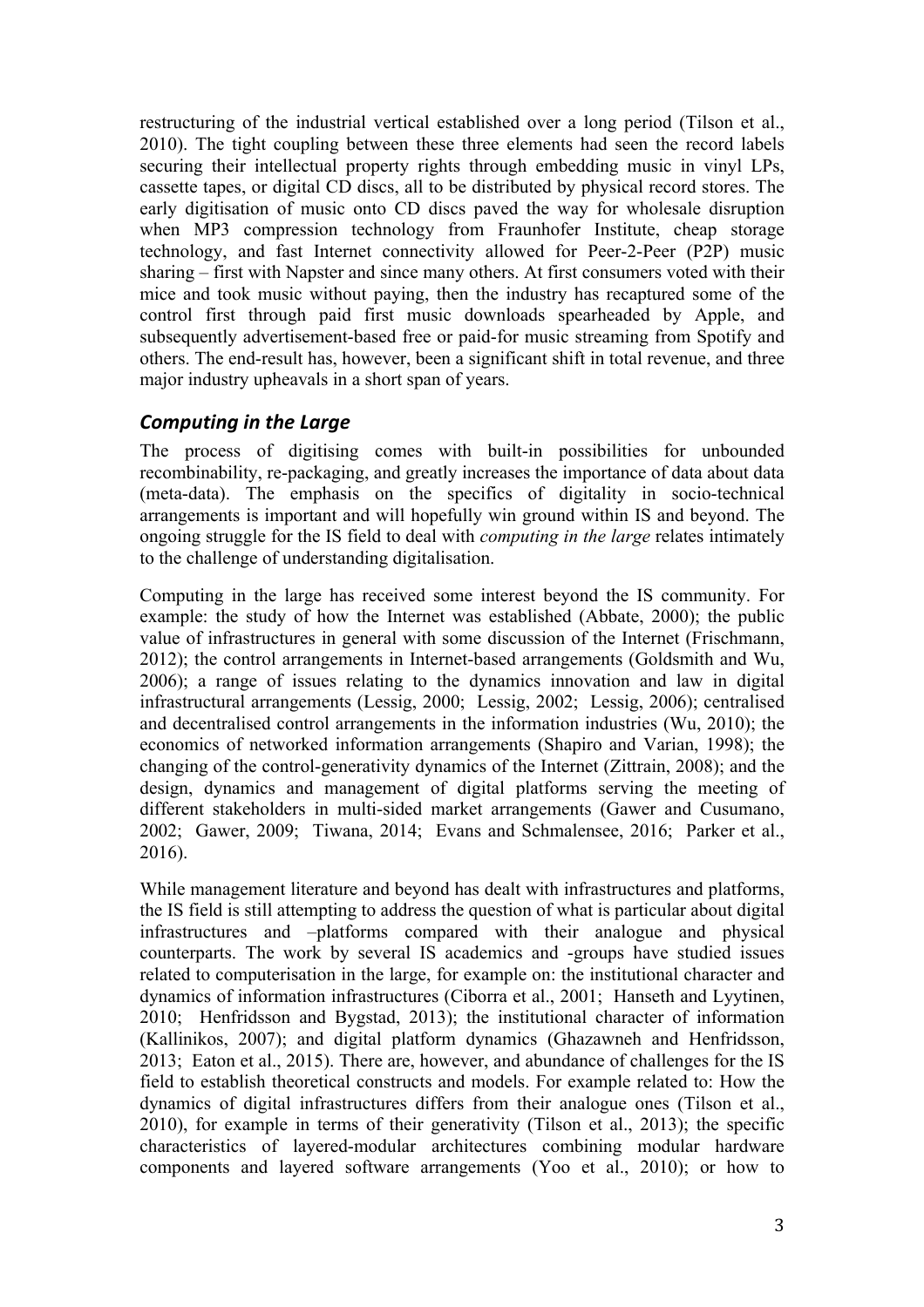restructuring of the industrial vertical established over a long period (Tilson et al., 2010). The tight coupling between these three elements had seen the record labels securing their intellectual property rights through embedding music in vinyl LPs, cassette tapes, or digital CD discs, all to be distributed by physical record stores. The early digitisation of music onto CD discs paved the way for wholesale disruption when MP3 compression technology from Fraunhofer Institute, cheap storage technology, and fast Internet connectivity allowed for Peer-2-Peer (P2P) music sharing – first with Napster and since many others. At first consumers voted with their mice and took music without paying, then the industry has recaptured some of the control first through paid first music downloads spearheaded by Apple, and subsequently advertisement-based free or paid-for music streaming from Spotify and others. The end-result has, however, been a significant shift in total revenue, and three major industry upheavals in a short span of years.

## *Computing in the Large*

The process of digitising comes with built-in possibilities for unbounded recombinability, re-packaging, and greatly increases the importance of data about data (meta-data). The emphasis on the specifics of digitality in socio-technical arrangements is important and will hopefully win ground within IS and beyond. The ongoing struggle for the IS field to deal with *computing in the large* relates intimately to the challenge of understanding digitalisation.

Computing in the large has received some interest beyond the IS community. For example: the study of how the Internet was established (Abbate, 2000); the public value of infrastructures in general with some discussion of the Internet (Frischmann, 2012); the control arrangements in Internet-based arrangements (Goldsmith and Wu, 2006); a range of issues relating to the dynamics innovation and law in digital infrastructural arrangements (Lessig, 2000; Lessig, 2002; Lessig, 2006); centralised and decentralised control arrangements in the information industries (Wu, 2010); the economics of networked information arrangements (Shapiro and Varian, 1998); the changing of the control-generativity dynamics of the Internet (Zittrain, 2008); and the design, dynamics and management of digital platforms serving the meeting of different stakeholders in multi-sided market arrangements (Gawer and Cusumano, 2002; Gawer, 2009; Tiwana, 2014; Evans and Schmalensee, 2016; Parker et al., 2016).

While management literature and beyond has dealt with infrastructures and platforms, the IS field is still attempting to address the question of what is particular about digital infrastructures and –platforms compared with their analogue and physical counterparts. The work by several IS academics and -groups have studied issues related to computerisation in the large, for example on: the institutional character and dynamics of information infrastructures (Ciborra et al., 2001; Hanseth and Lyytinen, 2010; Henfridsson and Bygstad, 2013); the institutional character of information (Kallinikos, 2007); and digital platform dynamics (Ghazawneh and Henfridsson, 2013; Eaton et al., 2015). There are, however, and abundance of challenges for the IS field to establish theoretical constructs and models. For example related to: How the dynamics of digital infrastructures differs from their analogue ones (Tilson et al., 2010), for example in terms of their generativity (Tilson et al., 2013); the specific characteristics of layered-modular architectures combining modular hardware components and layered software arrangements (Yoo et al., 2010); or how to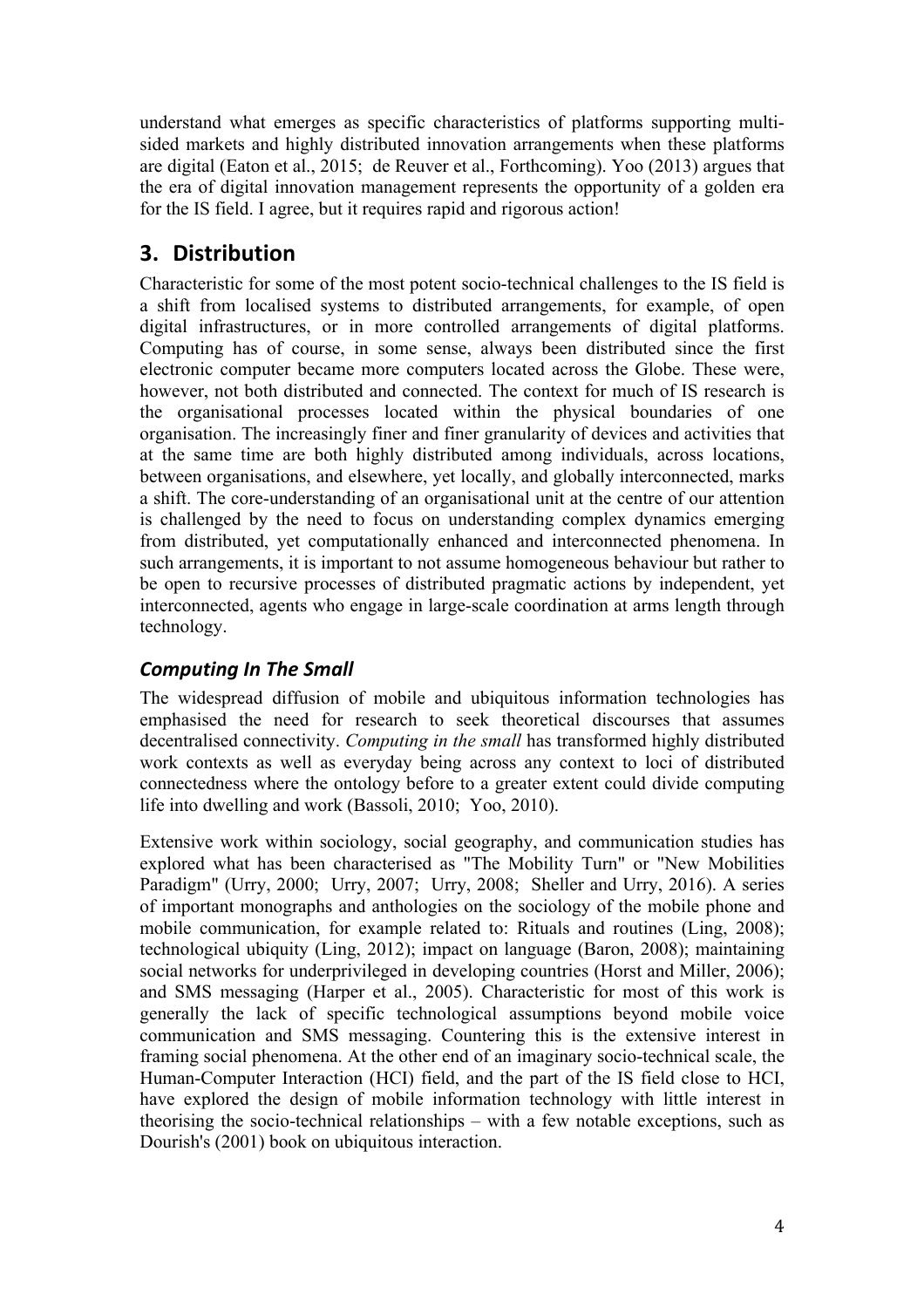understand what emerges as specific characteristics of platforms supporting multi-sided markets and highly distributed innovation arrangements when these platforms are digital (Eaton et al., 2015; de Reuver et al., Forthcoming). Yoo (2013) argues that the era of digital innovation management represents the opportunity of a golden era for the IS field. I agree, but it requires rapid and rigorous action!

## 3. Distribution

Characteristic for some of the most potent socio-technical challenges to the IS field is a shift from localised systems to distributed arrangements, for example, of open digital infrastructures, or in more controlled arrangements of digital platforms. Computing has of course, in some sense, always been distributed since the first electronic computer became more computers located across the Globe. These were, however, not both distributed and connected. The context for much of IS research is the organisational processes located within the physical boundaries of one organisation. The increasingly finer and finer granularity of devices and activities that at the same time are both highly distributed among individuals, across locations, between organisations, and elsewhere, yet locally, and globally interconnected, marks a shift. The core-understanding of an organisational unit at the centre of our attention is challenged by the need to focus on understanding complex dynamics emerging from distributed, yet computationally enhanced and interconnected phenomena. In such arrangements, it is important to not assume homogeneous behaviour but rather to be open to recursive processes of distributed pragmatic actions by independent, yet interconnected, agents who engage in large-scale coordination at arms length through technology.

### *Computing In The Small*

The widespread diffusion of mobile and ubiquitous information technologies has emphasised the need for research to seek theoretical discourses that assumes decentralised connectivity. *Computing in the small* has transformed highly distributed work contexts as well as everyday being across any context to loci of distributed connectedness where the ontology before to a greater extent could divide computing life into dwelling and work (Bassoli, 2010; Yoo, 2010).

Extensive work within sociology, social geography, and communication studies has explored what has been characterised as "The Mobility Turn" or "New Mobilities Paradigm" (Urry, 2000; Urry, 2007; Urry, 2008; Sheller and Urry, 2016). A series of important monographs and anthologies on the sociology of the mobile phone and mobile communication, for example related to: Rituals and routines (Ling, 2008); technological ubiquity (Ling, 2012); impact on language (Baron, 2008); maintaining social networks for underprivileged in developing countries (Horst and Miller, 2006); and SMS messaging (Harper et al., 2005). Characteristic for most of this work is generally the lack of specific technological assumptions beyond mobile voice communication and SMS messaging. Countering this is the extensive interest in framing social phenomena. At the other end of an imaginary socio-technical scale, the Human-Computer Interaction (HCI) field, and the part of the IS field close to HCI, have explored the design of mobile information technology with little interest in theorising the socio-technical relationships – with a few notable exceptions, such as Dourish's (2001) book on ubiquitous interaction.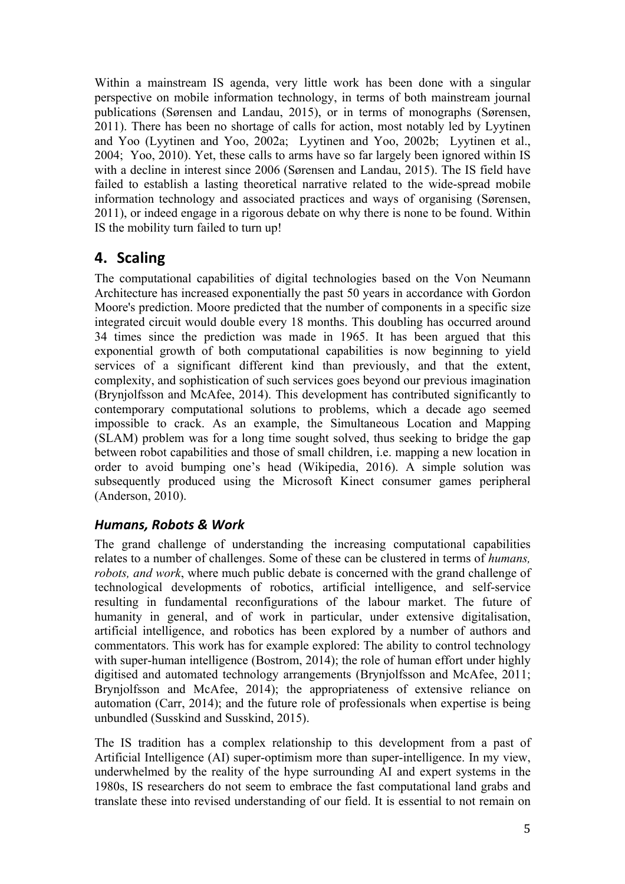Within a mainstream IS agenda, very little work has been done with a singular perspective on mobile information technology, in terms of both mainstream journal publications (Sørensen and Landau, 2015), or in terms of monographs (Sørensen, 2011). There has been no shortage of calls for action, most notably led by Lyytinen and Yoo (Lyytinen and Yoo, 2002a; Lyytinen and Yoo, 2002b; Lyytinen et al., 2004; Yoo, 2010). Yet, these calls to arms have so far largely been ignored within IS with a decline in interest since 2006 (Sørensen and Landau, 2015). The IS field have failed to establish a lasting theoretical narrative related to the wide-spread mobile information technology and associated practices and ways of organising (Sørensen, 2011), or indeed engage in a rigorous debate on why there is none to be found. Within IS the mobility turn failed to turn up!

## 4. Scaling

The computational capabilities of digital technologies based on the Von Neumann Architecture has increased exponentially the past 50 years in accordance with Gordon Moore's prediction. Moore predicted that the number of components in a specific size integrated circuit would double every 18 months. This doubling has occurred around 34 times since the prediction was made in 1965. It has been argued that this exponential growth of both computational capabilities is now beginning to yield services of a significant different kind than previously, and that the extent, complexity, and sophistication of such services goes beyond our previous imagination (Brynjolfsson and McAfee, 2014). This development has contributed significantly to contemporary computational solutions to problems, which a decade ago seemed impossible to crack. As an example, the Simultaneous Location and Mapping (SLAM) problem was for a long time sought solved, thus seeking to bridge the gap between robot capabilities and those of small children, i.e. mapping a new location in order to avoid bumping one's head (Wikipedia, 2016). A simple solution was subsequently produced using the Microsoft Kinect consumer games peripheral (Anderson, 2010).

### *Humans, Robots & Work*

The grand challenge of understanding the increasing computational capabilities relates to a number of challenges. Some of these can be clustered in terms of *humans, robots, and work*, where much public debate is concerned with the grand challenge of technological developments of robotics, artificial intelligence, and self-service resulting in fundamental reconfigurations of the labour market. The future of humanity in general, and of work in particular, under extensive digitalisation, artificial intelligence, and robotics has been explored by a number of authors and commentators. This work has for example explored: The ability to control technology with super-human intelligence (Bostrom, 2014); the role of human effort under highly digitised and automated technology arrangements (Brynjolfsson and McAfee, 2011; Brynjolfsson and McAfee, 2014); the appropriateness of extensive reliance on automation (Carr, 2014); and the future role of professionals when expertise is being unbundled (Susskind and Susskind, 2015).

The IS tradition has a complex relationship to this development from a past of Artificial Intelligence (AI) super-optimism more than super-intelligence. In my view, underwhelmed by the reality of the hype surrounding AI and expert systems in the 1980s, IS researchers do not seem to embrace the fast computational land grabs and translate these into revised understanding of our field. It is essential to not remain on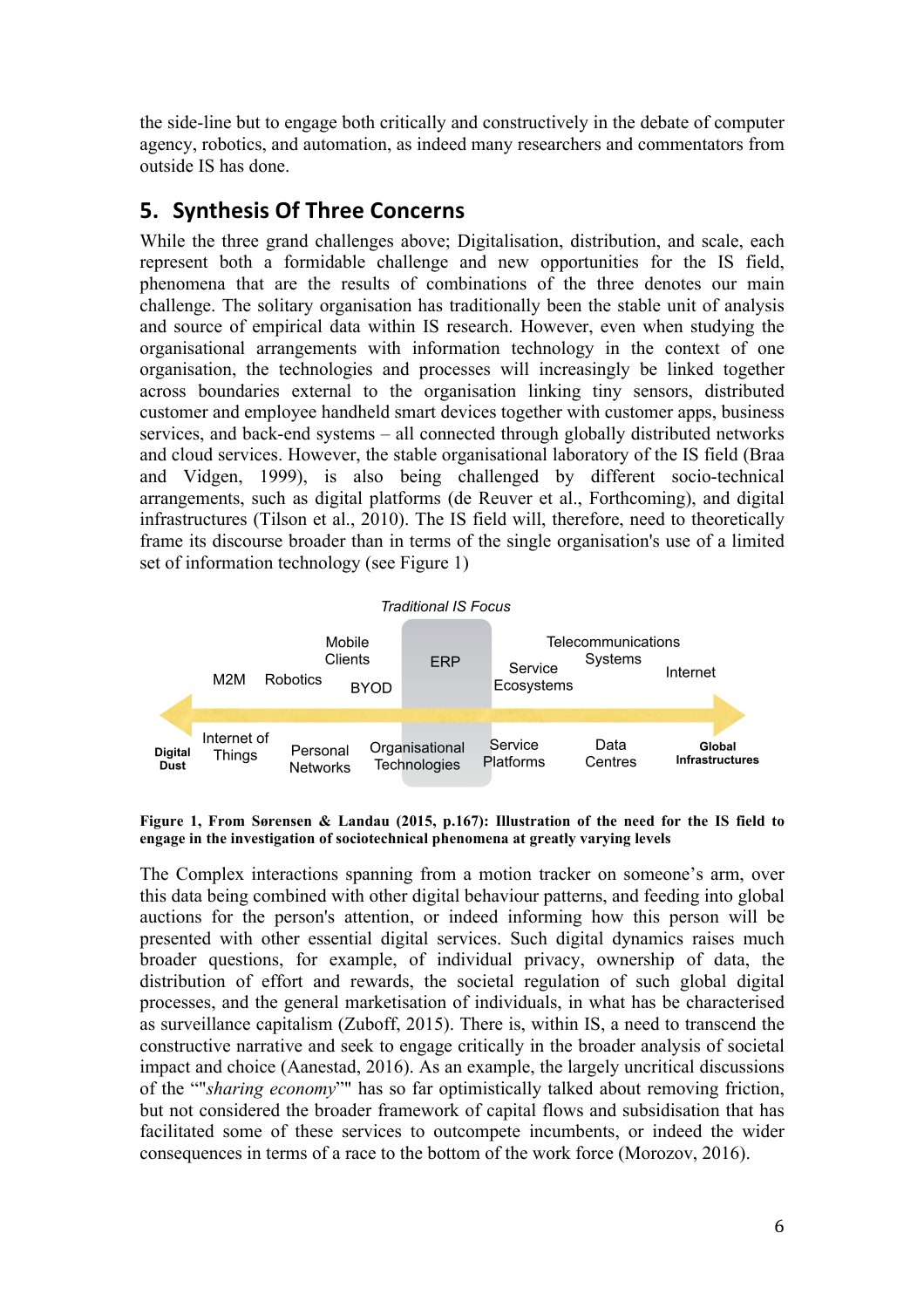the side-line but to engage both critically and constructively in the debate of computer agency, robotics, and automation, as indeed many researchers and commentators from outside IS has done.

## 5. Synthesis Of Three Concerns

While the three grand challenges above; Digitalisation, distribution, and scale, each represent both a formidable challenge and new opportunities for the IS field, phenomena that are the results of combinations of the three denotes our main challenge. The solitary organisation has traditionally been the stable unit of analysis and source of empirical data within IS research. However, even when studying the organisational arrangements with information technology in the context of one organisation, the technologies and processes will increasingly be linked together across boundaries external to the organisation linking tiny sensors, distributed customer and employee handheld smart devices together with customer apps, business services, and back-end systems – all connected through globally distributed networks and cloud services. However, the stable organisational laboratory of the IS field (Braa and Vidgen, 1999), is also being challenged by different socio-technical arrangements, such as digital platforms (de Reuver et al., Forthcoming), and digital infrastructures (Tilson et al., 2010). The IS field will, therefore, need to theoretically frame its discourse broader than in terms of the single organisation's use of a limited set of information technology (see Figure 1)

*Traditional IS Focus*

Mobile Clients, M2M, Robotics, BYOD, ERP, Service Ecosystems, Telecommunications Systems, Internet

Digital Dust, Internet of Things, Personal Networks, Organisational Technologies, Service Platforms, Data Centres, Global Infrastructures

**Figure 1, From Sørensen & Landau (2015, p.167): Illustration of the need for the IS field to engage in the investigation of sociotechnical phenomena at greatly varying levels**

The Complex interactions spanning from a motion tracker on someone's arm, over this data being combined with other digital behaviour patterns, and feeding into global auctions for the person's attention, or indeed informing how this person will be presented with other essential digital services. Such digital dynamics raises much broader questions, for example, of individual privacy, ownership of data, the distribution of effort and rewards, the societal regulation of such global digital processes, and the general marketisation of individuals, in what has be characterised as surveillance capitalism (Zuboff, 2015). There is, within IS, a need to transcend the constructive narrative and seek to engage critically in the broader analysis of societal impact and choice (Aanestad, 2016). As an example, the largely uncritical discussions of the “"*sharing economy*"" has so far optimistically talked about removing friction, but not considered the broader framework of capital flows and subsidisation that has facilitated some of these services to outcompete incumbents, or indeed the wider consequences in terms of a race to the bottom of the work force (Morozov, 2016).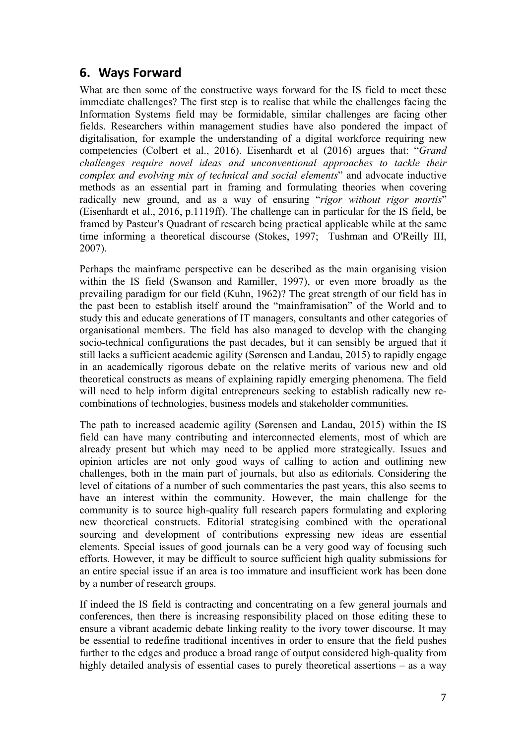## 6. Ways Forward

What are then some of the constructive ways forward for the IS field to meet these immediate challenges? The first step is to realise that while the challenges facing the Information Systems field may be formidable, similar challenges are facing other fields. Researchers within management studies have also pondered the impact of digitalisation, for example the understanding of a digital workforce requiring new competencies (Colbert et al., 2016). Eisenhardt et al (2016) argues that: "*Grand challenges require novel ideas and unconventional approaches to tackle their complex and evolving mix of technical and social elements*" and advocate inductive methods as an essential part in framing and formulating theories when covering radically new ground, and as a way of ensuring "*rigor without rigor mortis*" (Eisenhardt et al., 2016, p.1119ff). The challenge can in particular for the IS field, be framed by Pasteur's Quadrant of research being practical applicable while at the same time informing a theoretical discourse (Stokes, 1997; Tushman and O'Reilly III, 2007).

Perhaps the mainframe perspective can be described as the main organising vision within the IS field (Swanson and Ramiller, 1997), or even more broadly as the prevailing paradigm for our field (Kuhn, 1962)? The great strength of our field has in the past been to establish itself around the "mainframisation" of the World and to study this and educate generations of IT managers, consultants and other categories of organisational members. The field has also managed to develop with the changing socio-technical configurations the past decades, but it can sensibly be argued that it still lacks a sufficient academic agility (Sørensen and Landau, 2015) to rapidly engage in an academically rigorous debate on the relative merits of various new and old theoretical constructs as means of explaining rapidly emerging phenomena. The field will need to help inform digital entrepreneurs seeking to establish radically new re-combinations of technologies, business models and stakeholder communities.

The path to increased academic agility (Sørensen and Landau, 2015) within the IS field can have many contributing and interconnected elements, most of which are already present but which may need to be applied more strategically. Issues and opinion articles are not only good ways of calling to action and outlining new challenges, both in the main part of journals, but also as editorials. Considering the level of citations of a number of such commentaries the past years, this also seems to have an interest within the community. However, the main challenge for the community is to source high-quality full research papers formulating and exploring new theoretical constructs. Editorial strategising combined with the operational sourcing and development of contributions expressing new ideas are essential elements. Special issues of good journals can be a very good way of focusing such efforts. However, it may be difficult to source sufficient high quality submissions for an entire special issue if an area is too immature and insufficient work has been done by a number of research groups.

If indeed the IS field is contracting and concentrating on a few general journals and conferences, then there is increasing responsibility placed on those editing these to ensure a vibrant academic debate linking reality to the ivory tower discourse. It may be essential to redefine traditional incentives in order to ensure that the field pushes further to the edges and produce a broad range of output considered high-quality from highly detailed analysis of essential cases to purely theoretical assertions – as a way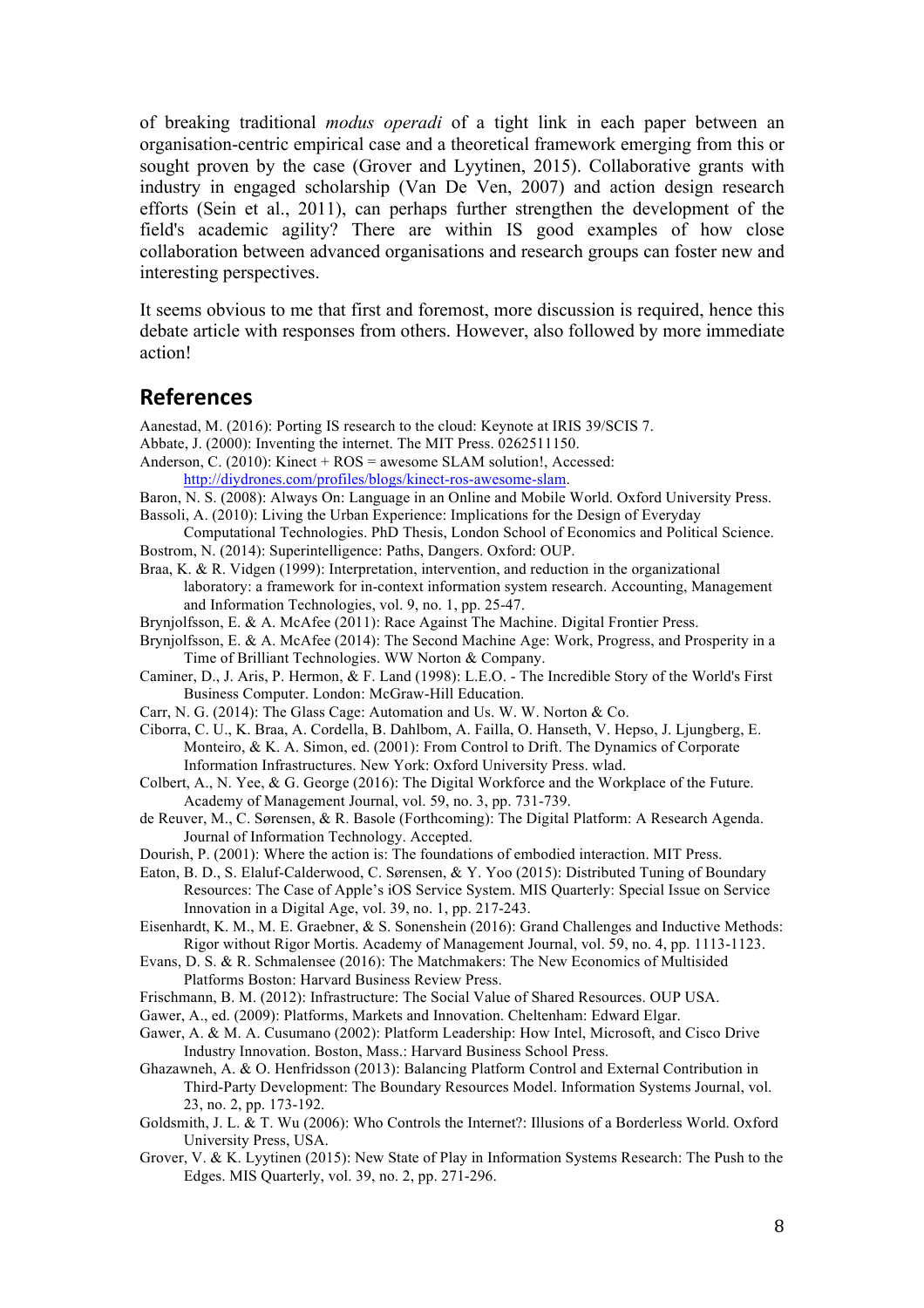of breaking traditional *modus operadi* of a tight link in each paper between an organisation-centric empirical case and a theoretical framework emerging from this or sought proven by the case (Grover and Lyytinen, 2015). Collaborative grants with industry in engaged scholarship (Van De Ven, 2007) and action design research efforts (Sein et al., 2011), can perhaps further strengthen the development of the field's academic agility? There are within IS good examples of how close collaboration between advanced organisations and research groups can foster new and interesting perspectives.

It seems obvious to me that first and foremost, more discussion is required, hence this debate article with responses from others. However, also followed by more immediate action!

## References

Aanestad, M. (2016): Porting IS research to the cloud: Keynote at IRIS 39/SCIS 7.

Abbate, J. (2000): Inventing the internet. The MIT Press. 0262511150.

Anderson, C. (2010): Kinect + ROS = awesome SLAM solution!, Accessed: http://diydrones.com/profiles/blogs/kinect-ros-awesome-slam.

Baron, N. S. (2008): Always On: Language in an Online and Mobile World. Oxford University Press.

Bassoli, A. (2010): Living the Urban Experience: Implications for the Design of Everyday Computational Technologies. PhD Thesis, London School of Economics and Political Science.

Bostrom, N. (2014): Superintelligence: Paths, Dangers. Oxford: OUP.

Braa, K. & R. Vidgen (1999): Interpretation, intervention, and reduction in the organizational laboratory: a framework for in-context information system research. Accounting, Management and Information Technologies, vol. 9, no. 1, pp. 25-47.

Brynjolfsson, E. & A. McAfee (2011): Race Against The Machine. Digital Frontier Press.

Brynjolfsson, E. & A. McAfee (2014): The Second Machine Age: Work, Progress, and Prosperity in a Time of Brilliant Technologies. WW Norton & Company.

Caminer, D., J. Aris, P. Hermon, & F. Land (1998): L.E.O. - The Incredible Story of the World's First Business Computer. London: McGraw-Hill Education.

Carr, N. G. (2014): The Glass Cage: Automation and Us. W. W. Norton & Co.

Ciborra, C. U., K. Braa, A. Cordella, B. Dahlbom, A. Failla, O. Hanseth, V. Hepso, J. Ljungberg, E. Monteiro, & K. A. Simon, ed. (2001): From Control to Drift. The Dynamics of Corporate Information Infrastructures. New York: Oxford University Press. wlad.

Colbert, A., N. Yee, & G. George (2016): The Digital Workforce and the Workplace of the Future. Academy of Management Journal, vol. 59, no. 3, pp. 731-739.

de Reuver, M., C. Sørensen, & R. Basole (Forthcoming): The Digital Platform: A Research Agenda. Journal of Information Technology. Accepted.

Dourish, P. (2001): Where the action is: The foundations of embodied interaction. MIT Press.

Eaton, B. D., S. Elaluf-Calderwood, C. Sørensen, & Y. Yoo (2015): Distributed Tuning of Boundary Resources: The Case of Apple's iOS Service System. MIS Quarterly: Special Issue on Service Innovation in a Digital Age, vol. 39, no. 1, pp. 217-243.

Eisenhardt, K. M., M. E. Graebner, & S. Sonenshein (2016): Grand Challenges and Inductive Methods: Rigor without Rigor Mortis. Academy of Management Journal, vol. 59, no. 4, pp. 1113-1123.

Evans, D. S. & R. Schmalensee (2016): The Matchmakers: The New Economics of Multisided Platforms Boston: Harvard Business Review Press.

Frischmann, B. M. (2012): Infrastructure: The Social Value of Shared Resources. OUP USA.

Gawer, A., ed. (2009): Platforms, Markets and Innovation. Cheltenham: Edward Elgar.

Gawer, A. & M. A. Cusumano (2002): Platform Leadership: How Intel, Microsoft, and Cisco Drive Industry Innovation. Boston, Mass.: Harvard Business School Press.

Ghazawneh, A. & O. Henfridsson (2013): Balancing Platform Control and External Contribution in Third-Party Development: The Boundary Resources Model. Information Systems Journal, vol. 23, no. 2, pp. 173-192.

Goldsmith, J. L. & T. Wu (2006): Who Controls the Internet?: Illusions of a Borderless World. Oxford University Press, USA.

Grover, V. & K. Lyytinen (2015): New State of Play in Information Systems Research: The Push to the Edges. MIS Quarterly, vol. 39, no. 2, pp. 271-296.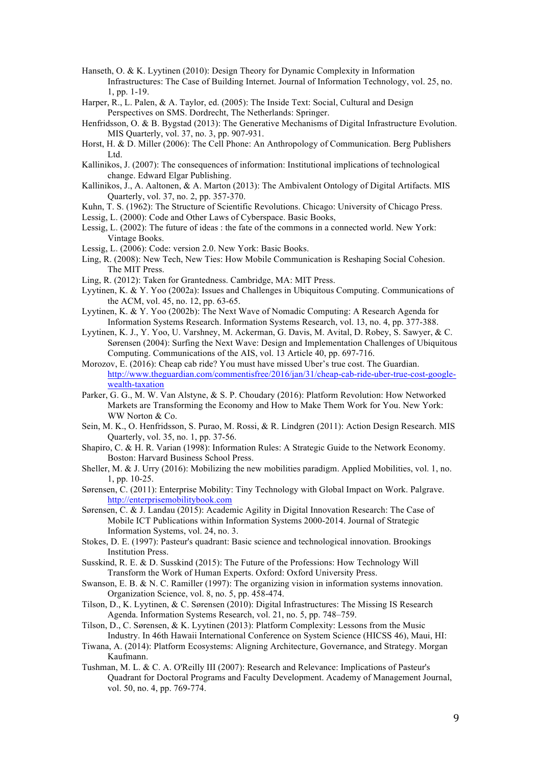Hanseth, O. & K. Lyytinen (2010): Design Theory for Dynamic Complexity in Information Infrastructures: The Case of Building Internet. Journal of Information Technology, vol. 25, no. 1, pp. 1-19.

Harper, R., L. Palen, & A. Taylor, ed. (2005): The Inside Text: Social, Cultural and Design Perspectives on SMS. Dordrecht, The Netherlands: Springer.

Henfridsson, O. & B. Bygstad (2013): The Generative Mechanisms of Digital Infrastructure Evolution. MIS Quarterly, vol. 37, no. 3, pp. 907-931.

Horst, H. & D. Miller (2006): The Cell Phone: An Anthropology of Communication. Berg Publishers Ltd.

Kallinikos, J. (2007): The consequences of information: Institutional implications of technological change. Edward Elgar Publishing.

Kallinikos, J., A. Aaltonen, & A. Marton (2013): The Ambivalent Ontology of Digital Artifacts. MIS Quarterly, vol. 37, no. 2, pp. 357-370.

Kuhn, T. S. (1962): The Structure of Scientific Revolutions. Chicago: University of Chicago Press.

Lessig, L. (2000): Code and Other Laws of Cyberspace. Basic Books,

Lessig, L. (2002): The future of ideas : the fate of the commons in a connected world. New York: Vintage Books.

Lessig, L. (2006): Code: version 2.0. New York: Basic Books.

Ling, R. (2008): New Tech, New Ties: How Mobile Communication is Reshaping Social Cohesion. The MIT Press.

Ling, R. (2012): Taken for Grantedness. Cambridge, MA: MIT Press.

Lyytinen, K. & Y. Yoo (2002a): Issues and Challenges in Ubiquitous Computing. Communications of the ACM, vol. 45, no. 12, pp. 63-65.

Lyytinen, K. & Y. Yoo (2002b): The Next Wave of Nomadic Computing: A Research Agenda for Information Systems Research. Information Systems Research, vol. 13, no. 4, pp. 377-388.

Lyytinen, K. J., Y. Yoo, U. Varshney, M. Ackerman, G. Davis, M. Avital, D. Robey, S. Sawyer, & C. Sørensen (2004): Surfing the Next Wave: Design and Implementation Challenges of Ubiquitous Computing. Communications of the AIS, vol. 13 Article 40, pp. 697-716.

Morozov, E. (2016): Cheap cab ride? You must have missed Uber's true cost. The Guardian. http://www.theguardian.com/commentisfree/2016/jan/31/cheap-cab-ride-uber-true-cost-google-wealth-taxation

Parker, G. G., M. W. Van Alstyne, & S. P. Choudary (2016): Platform Revolution: How Networked Markets are Transforming the Economy and How to Make Them Work for You. New York: WW Norton & Co.

Sein, M. K., O. Henfridsson, S. Purao, M. Rossi, & R. Lindgren (2011): Action Design Research. MIS Quarterly, vol. 35, no. 1, pp. 37-56.

Shapiro, C. & H. R. Varian (1998): Information Rules: A Strategic Guide to the Network Economy. Boston: Harvard Business School Press.

Sheller, M. & J. Urry (2016): Mobilizing the new mobilities paradigm. Applied Mobilities, vol. 1, no. 1, pp. 10-25.

Sørensen, C. (2011): Enterprise Mobility: Tiny Technology with Global Impact on Work. Palgrave. http://enterprisemobilitybook.com

Sørensen, C. & J. Landau (2015): Academic Agility in Digital Innovation Research: The Case of Mobile ICT Publications within Information Systems 2000-2014. Journal of Strategic Information Systems, vol. 24, no. 3.

Stokes, D. E. (1997): Pasteur's quadrant: Basic science and technological innovation. Brookings Institution Press.

Susskind, R. E. & D. Susskind (2015): The Future of the Professions: How Technology Will Transform the Work of Human Experts. Oxford: Oxford University Press.

Swanson, E. B. & N. C. Ramiller (1997): The organizing vision in information systems innovation. Organization Science, vol. 8, no. 5, pp. 458-474.

Tilson, D., K. Lyytinen, & C. Sørensen (2010): Digital Infrastructures: The Missing IS Research Agenda. Information Systems Research, vol. 21, no. 5, pp. 748–759.

Tilson, D., C. Sørensen, & K. Lyytinen (2013): Platform Complexity: Lessons from the Music Industry. In 46th Hawaii International Conference on System Science (HICSS 46), Maui, HI:

Tiwana, A. (2014): Platform Ecosystems: Aligning Architecture, Governance, and Strategy. Morgan Kaufmann.

Tushman, M. L. & C. A. O'Reilly III (2007): Research and Relevance: Implications of Pasteur's Quadrant for Doctoral Programs and Faculty Development. Academy of Management Journal, vol. 50, no. 4, pp. 769-774.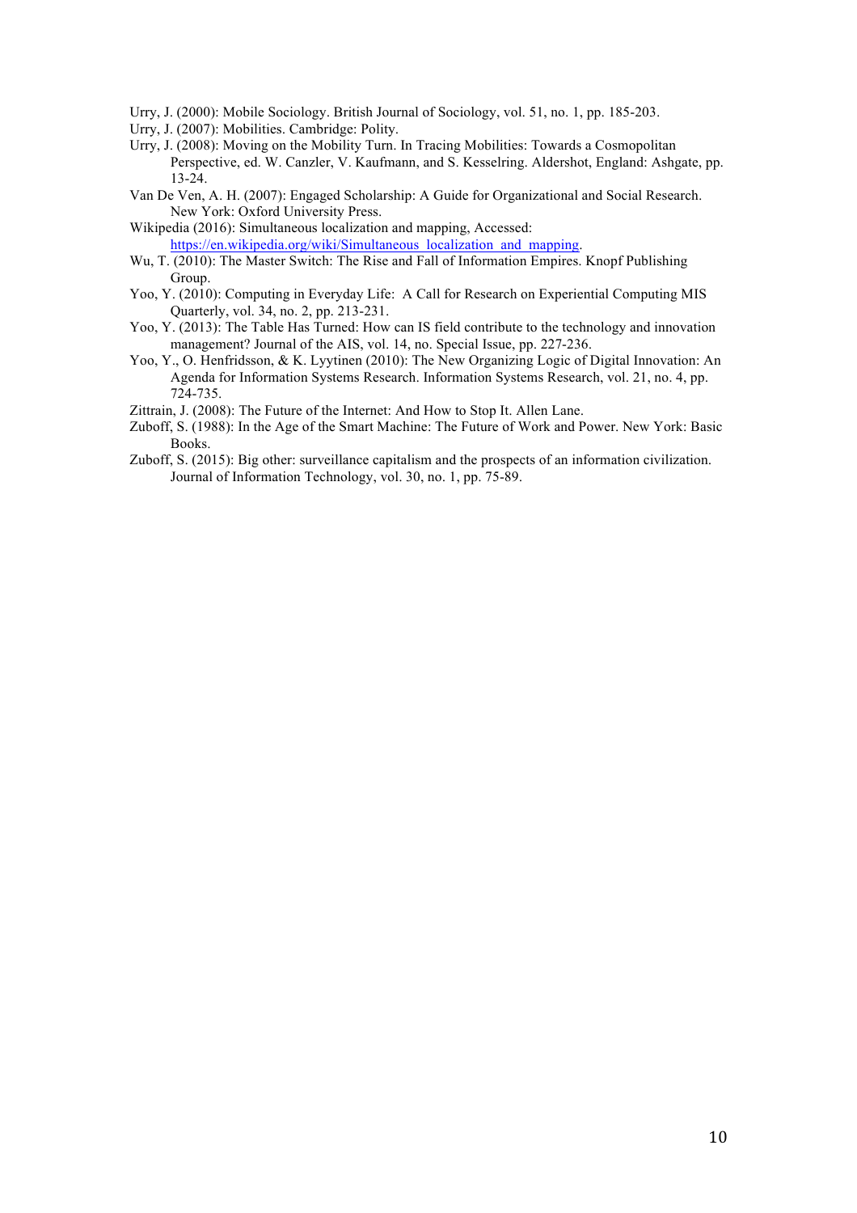Urry, J. (2000): Mobile Sociology. British Journal of Sociology, vol. 51, no. 1, pp. 185-203.

Urry, J. (2007): Mobilities. Cambridge: Polity.

Urry, J. (2008): Moving on the Mobility Turn. In Tracing Mobilities: Towards a Cosmopolitan Perspective, ed. W. Canzler, V. Kaufmann, and S. Kesselring. Aldershot, England: Ashgate, pp. 13-24.

Van De Ven, A. H. (2007): Engaged Scholarship: A Guide for Organizational and Social Research. New York: Oxford University Press.

Wikipedia (2016): Simultaneous localization and mapping, Accessed: https://en.wikipedia.org/wiki/Simultaneous_localization_and_mapping.

Wu, T. (2010): The Master Switch: The Rise and Fall of Information Empires. Knopf Publishing Group.

Yoo, Y. (2010): Computing in Everyday Life: A Call for Research on Experiential Computing MIS Quarterly, vol. 34, no. 2, pp. 213-231.

Yoo, Y. (2013): The Table Has Turned: How can IS field contribute to the technology and innovation management? Journal of the AIS, vol. 14, no. Special Issue, pp. 227-236.

Yoo, Y., O. Henfridsson, & K. Lyytinen (2010): The New Organizing Logic of Digital Innovation: An Agenda for Information Systems Research. Information Systems Research, vol. 21, no. 4, pp. 724-735.

Zittrain, J. (2008): The Future of the Internet: And How to Stop It. Allen Lane.

Zuboff, S. (1988): In the Age of the Smart Machine: The Future of Work and Power. New York: Basic Books.

Zuboff, S. (2015): Big other: surveillance capitalism and the prospects of an information civilization. Journal of Information Technology, vol. 30, no. 1, pp. 75-89.